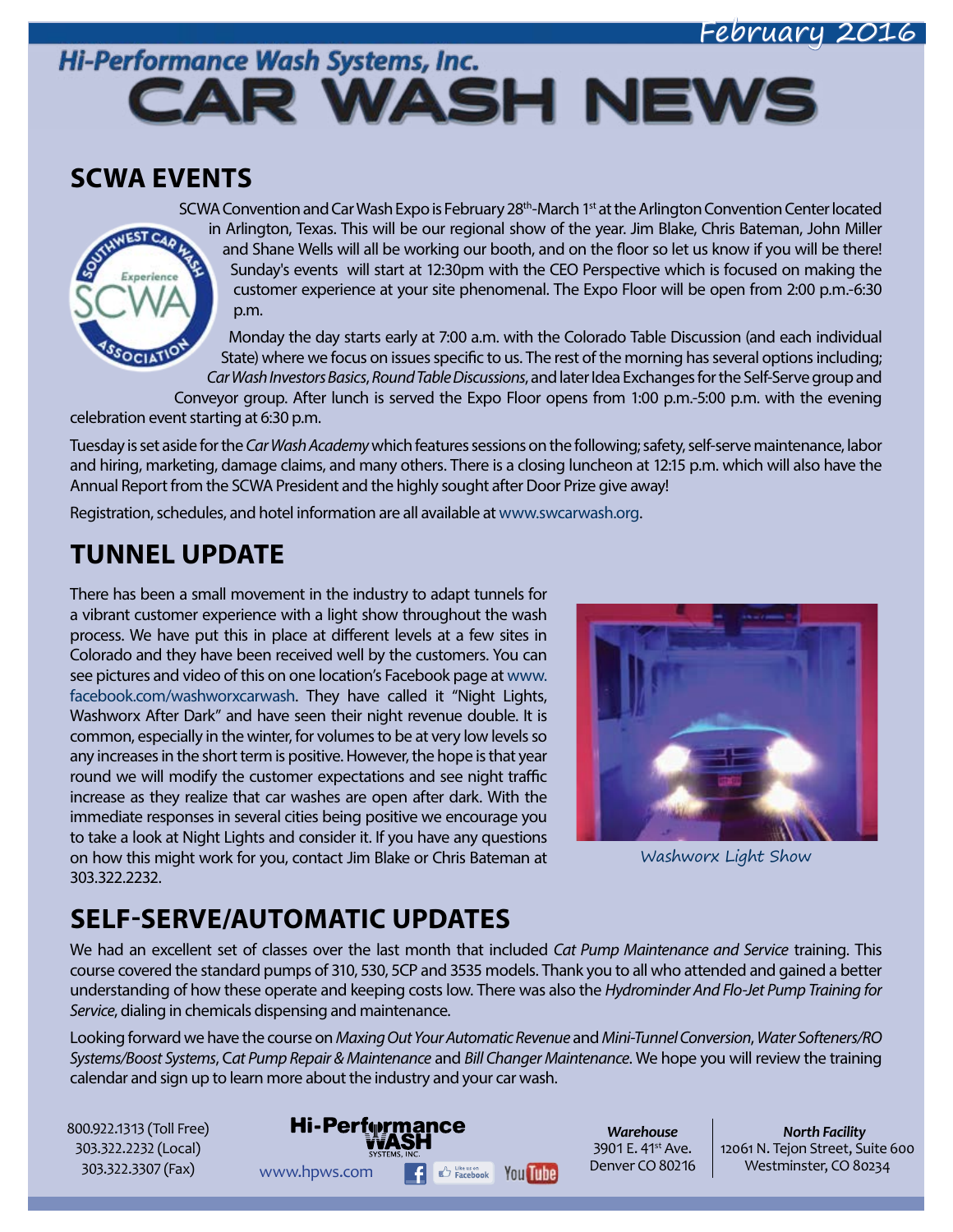February 2016

# Hi-Performance Wash Systems, Inc. CAR WASH NEWS

## SCWA EVENTS

SCWA Convention and Car Wash Expo is February 28th-March 1st at the Arlington Convention Center located in Arlington, Texas. This will be our regional show of the year. Jim Blake, Chris Bateman, John Miller and Shane Wells will all be working our booth, and on the floor so let us know if you will be there! Sunday's events will start at 12:30pm with the CEO Perspective which is focused on making the customer experience at your site phenomenal. The Expo Floor will be open from 2:00 p.m.-6:30 p.m.

Monday the day starts early at 7:00 a.m. with the Colorado Table Discussion (and each individual State) where we focus on issues specific to us. The rest of the morning has several options including; *Car Wash Investors Basics*, *Round Table Discussions*, and later Idea Exchanges for the Self-Serve group and Conveyor group. After lunch is served the Expo Floor opens from 1:00 p.m.-5:00 p.m. with the evening celebration event starting at 6:30 p.m.

Tuesday is set aside for the *Car Wash Academy* which features sessions on the following; safety, self-serve maintenance, labor and hiring, marketing, damage claims, and many others. There is a closing luncheon at 12:15 p.m. which will also have the Annual Report from the SCWA President and the highly sought after Door Prize give away!

Registration, schedules, and hotel information are all available at www.swcarwash.org.

## TUNNEL UPDATE

There has been a small movement in the industry to adapt tunnels for a vibrant customer experience with a light show throughout the wash process. We have put this in place at different levels at a few sites in Colorado and they have been received well by the customers. You can see pictures and video of this on one location's Facebook page at www.facebook.com/washworxcarwash. They have called it "Night Lights, Washworx After Dark" and have seen their night revenue double. It is common, especially in the winter, for volumes to be at very low levels so any increases in the short term is positive. However, the hope is that year round we will modify the customer expectations and see night traffic increase as they realize that car washes are open after dark. With the immediate responses in several cities being positive we encourage you to take a look at Night Lights and consider it. If you have any questions on how this might work for you, contact Jim Blake or Chris Bateman at 303.322.2232.

Washworx Light Show

## SELF-SERVE/AUTOMATIC UPDATES

We had an excellent set of classes over the last month that included *Cat Pump Maintenance and Service* training. This course covered the standard pumps of 310, 530, 5CP and 3535 models. Thank you to all who attended and gained a better understanding of how these operate and keeping costs low. There was also the *Hydrominder And Flo-Jet Pump Training for Service*, dialing in chemicals dispensing and maintenance.

Looking forward we have the course on *Maxing Out Your Automatic Revenue* and *Mini-Tunnel Conversion*, *Water Softeners/RO Systems/Boost Systems*, *Cat Pump Repair & Maintenance* and *Bill Changer Maintenance*. We hope you will review the training calendar and sign up to learn more about the industry and your car wash.

800.922.1313 (Toll Free)
303.322.2232 (Local)
303.322.3307 (Fax)

Hi-Performance WASH SYSTEMS, INC.
www.hpws.com

***Warehouse***
3901 E. 41st Ave.
Denver CO 80216

***North Facility***
12061 N. Tejon Street, Suite 600
Westminster, CO 80234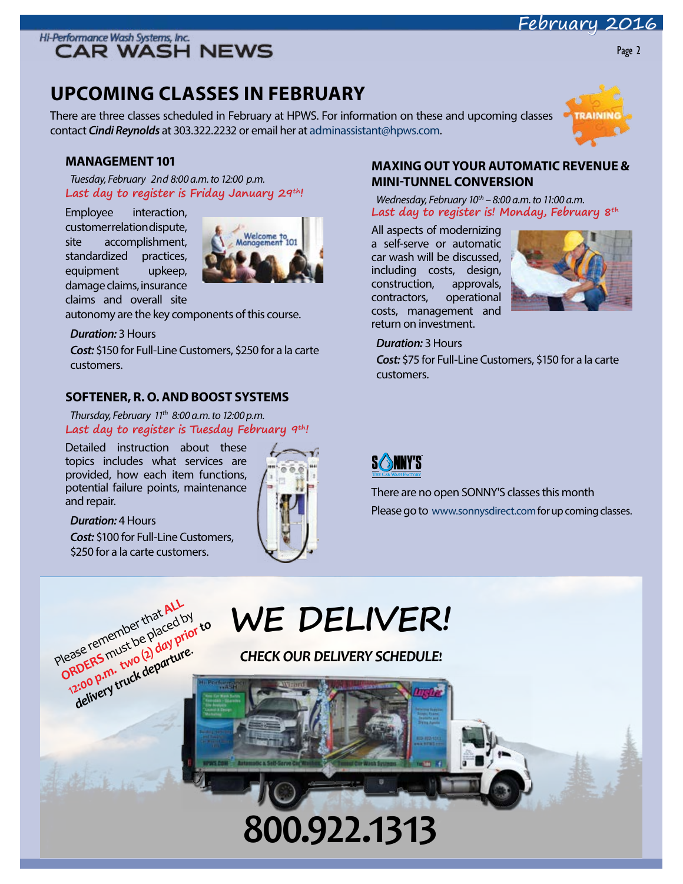## UPCOMING CLASSES IN FEBRUARY

There are three classes scheduled in February at HPWS. For information on these and upcoming classes contact ***Cindi Reynolds*** at 303.322.2232 or email her at adminassistant@hpws.com.

### MANAGEMENT 101

*Tuesday, February 2nd 8:00 a.m. to 12:00 p.m.*

**Last day to register is Friday January 29th!**

Employee interaction, customer relation dispute, site accomplishment, standardized practices, equipment upkeep, damage claims, insurance claims and overall site autonomy are the key components of this course.

***Duration:*** 3 Hours

***Cost:*** $150 for Full-Line Customers, $250 for a la carte customers.

### SOFTENER, R. O. AND BOOST SYSTEMS

*Thursday, February 11th 8:00 a.m. to 12:00 p.m.*

**Last day to register is Tuesday February 9th!**

Detailed instruction about these topics includes what services are provided, how each item functions, potential failure points, maintenance and repair.

***Duration:*** 4 Hours

***Cost:*** $100 for Full-Line Customers, $250 for a la carte customers.

### MAXING OUT YOUR AUTOMATIC REVENUE & MINI-TUNNEL CONVERSION

*Wednesday, February 10th – 8:00 a.m. to 11:00 a.m.*

**Last day to register is! Monday, February 8th**

All aspects of modernizing a self-serve or automatic car wash will be discussed, including costs, design, construction, approvals, contractors, operational costs, management and return on investment.

***Duration:*** 3 Hours

***Cost:*** $75 for Full-Line Customers, $150 for a la carte customers.

SONNY'S THE CAR WASH FACTORY

There are no open SONNY'S classes this month

Please go to www.sonnysdirect.com for up coming classes.

Please remember that **ALL ORDERS** must be placed by **12:00 p.m. two (2) day prior to delivery truck departure.**

# WE DELIVER!

**CHECK OUR DELIVERY SCHEDULE!**

**800.922.1313**